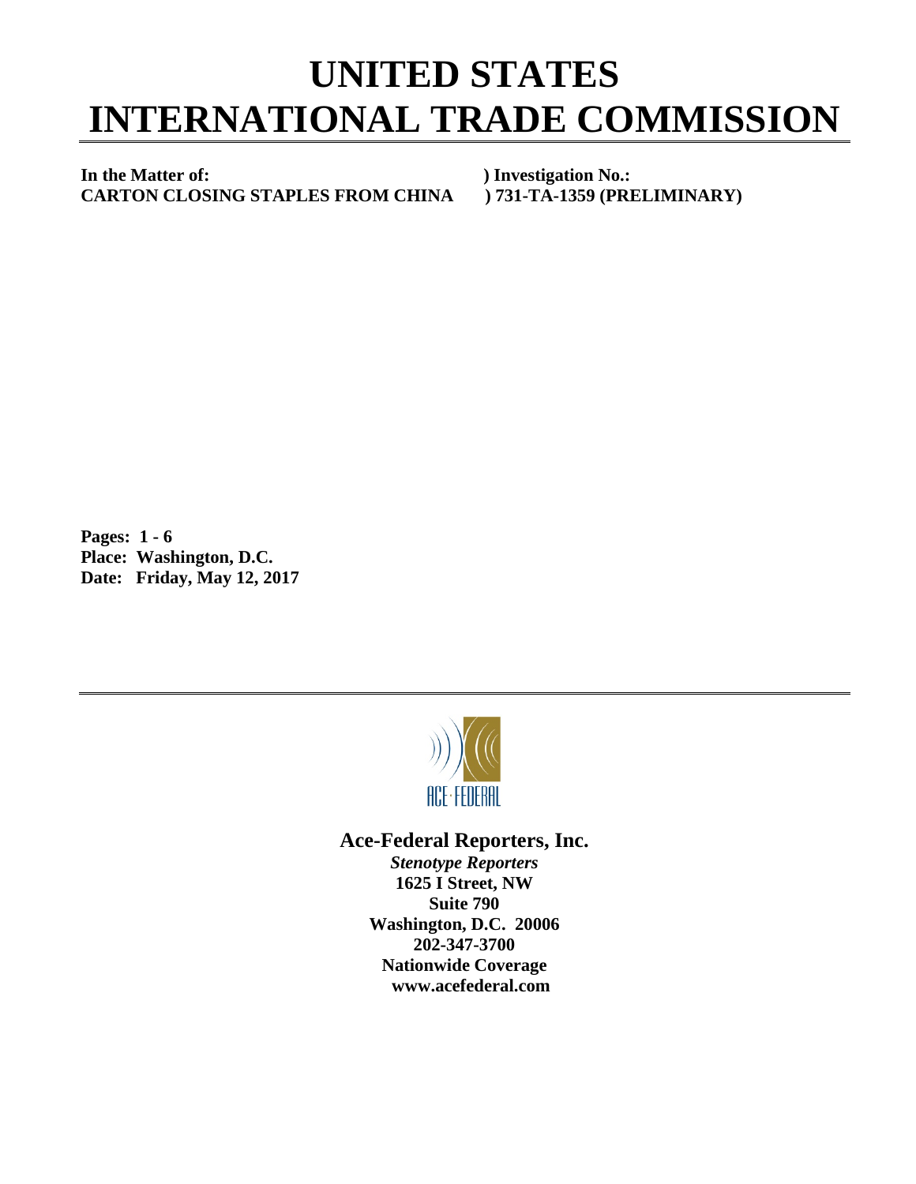# UNITED STATES INTERNATIONAL TRADE COMMISSION

**In the Matter of:** ) **Investigation No.:**
**CARTON CLOSING STAPLES FROM CHINA** ) **731-TA-1359 (PRELIMINARY)**

**Pages: 1 - 6**
**Place: Washington, D.C.**
**Date: Friday, May 12, 2017**

ACE·FEDERAL

**Ace-Federal Reporters, Inc.**

***Stenotype Reporters***
**1625 I Street, NW**
**Suite 790**
**Washington, D.C. 20006**
**202-347-3700**
**Nationwide Coverage**
**www.acefederal.com**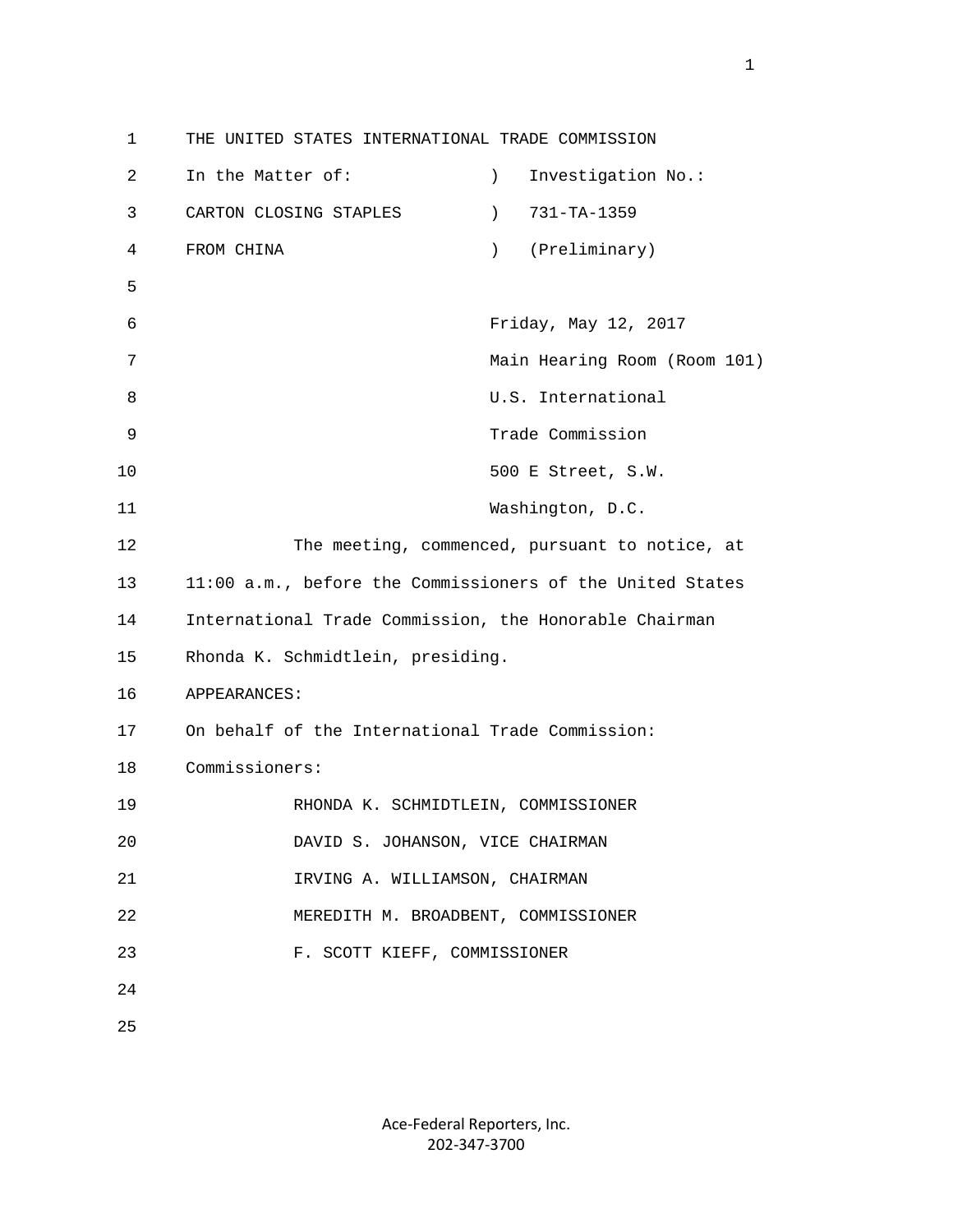THE UNITED STATES INTERNATIONAL TRADE COMMISSION

In the Matter of: ) Investigation No.:
CARTON CLOSING STAPLES ) 731-TA-1359
FROM CHINA ) (Preliminary)

Friday, May 12, 2017
Main Hearing Room (Room 101)
U.S. International
Trade Commission
500 E Street, S.W.
Washington, D.C.

The meeting, commenced, pursuant to notice, at 11:00 a.m., before the Commissioners of the United States International Trade Commission, the Honorable Chairman Rhonda K. Schmidtlein, presiding.

APPEARANCES:

On behalf of the International Trade Commission:

Commissioners:

RHONDA K. SCHMIDTLEIN, COMMISSIONER
DAVID S. JOHANSON, VICE CHAIRMAN
IRVING A. WILLIAMSON, CHAIRMAN
MEREDITH M. BROADBENT, COMMISSIONER
F. SCOTT KIEFF, COMMISSIONER

Ace-Federal Reporters, Inc.
202-347-3700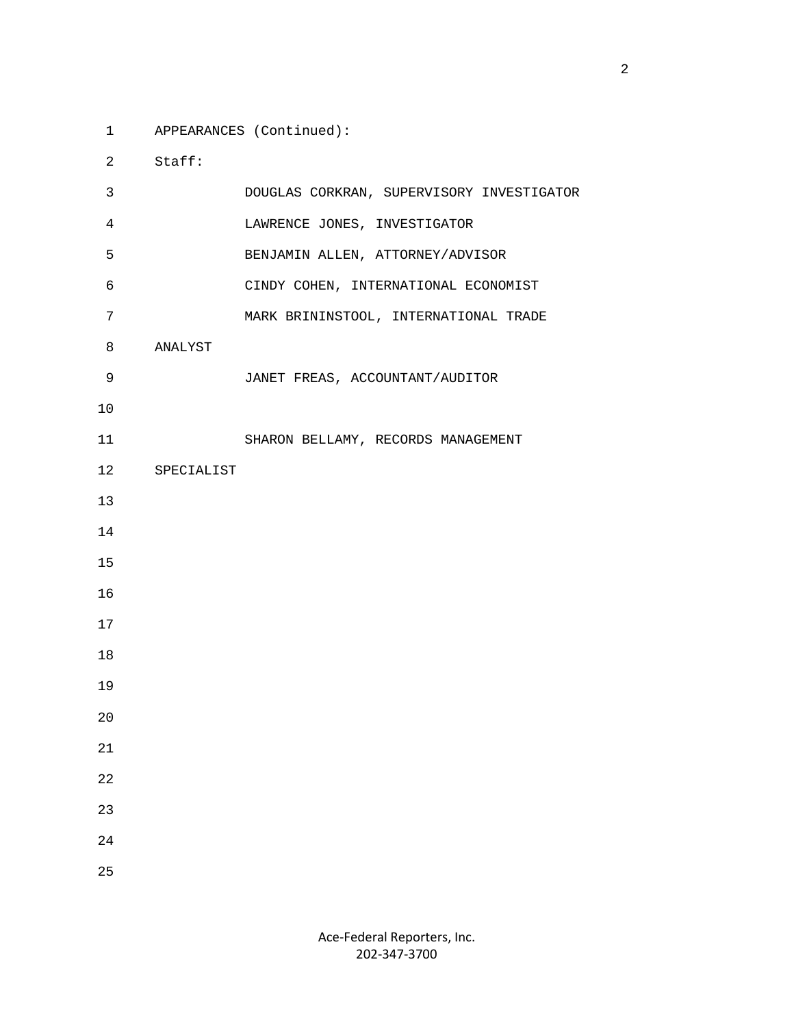APPEARANCES (Continued):

Staff:

DOUGLAS CORKRAN, SUPERVISORY INVESTIGATOR

LAWRENCE JONES, INVESTIGATOR

BENJAMIN ALLEN, ATTORNEY/ADVISOR

CINDY COHEN, INTERNATIONAL ECONOMIST

MARK BRININSTOOL, INTERNATIONAL TRADE ANALYST

JANET FREAS, ACCOUNTANT/AUDITOR

SHARON BELLAMY, RECORDS MANAGEMENT SPECIALIST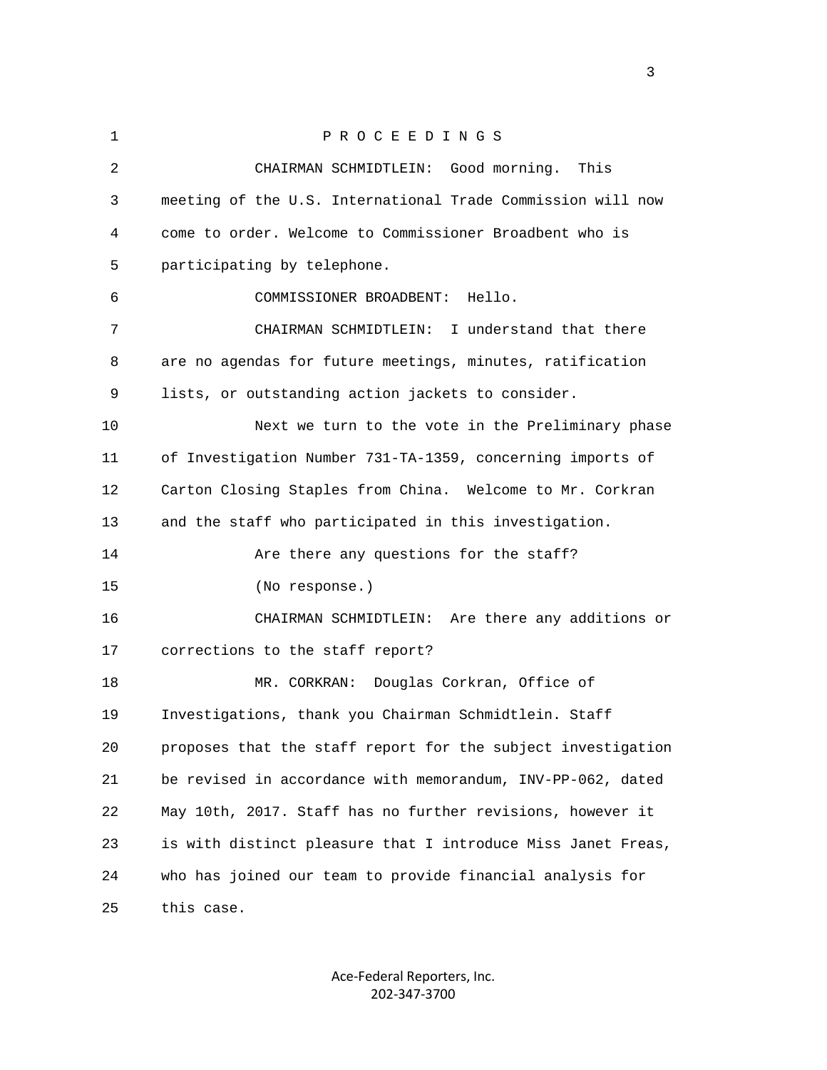P R O C E E D I N G S

CHAIRMAN SCHMIDTLEIN: Good morning. This meeting of the U.S. International Trade Commission will now come to order. Welcome to Commissioner Broadbent who is participating by telephone.

COMMISSIONER BROADBENT: Hello.

CHAIRMAN SCHMIDTLEIN: I understand that there are no agendas for future meetings, minutes, ratification lists, or outstanding action jackets to consider.

Next we turn to the vote in the Preliminary phase of Investigation Number 731-TA-1359, concerning imports of Carton Closing Staples from China. Welcome to Mr. Corkran and the staff who participated in this investigation.

Are there any questions for the staff?

(No response.)

CHAIRMAN SCHMIDTLEIN: Are there any additions or corrections to the staff report?

MR. CORKRAN: Douglas Corkran, Office of Investigations, thank you Chairman Schmidtlein. Staff proposes that the staff report for the subject investigation be revised in accordance with memorandum, INV-PP-062, dated May 10th, 2017. Staff has no further revisions, however it is with distinct pleasure that I introduce Miss Janet Freas, who has joined our team to provide financial analysis for this case.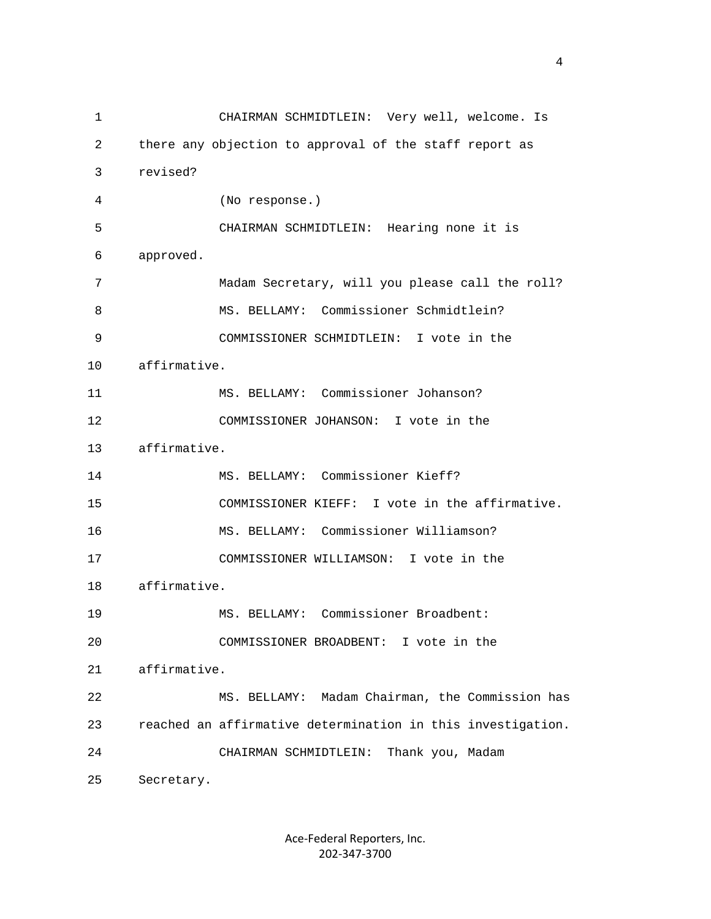CHAIRMAN SCHMIDTLEIN: Very well, welcome. Is there any objection to approval of the staff report as revised?

(No response.)

CHAIRMAN SCHMIDTLEIN: Hearing none it is approved.

Madam Secretary, will you please call the roll?

MS. BELLAMY: Commissioner Schmidtlein?

COMMISSIONER SCHMIDTLEIN: I vote in the affirmative.

MS. BELLAMY: Commissioner Johanson?

COMMISSIONER JOHANSON: I vote in the affirmative.

MS. BELLAMY: Commissioner Kieff?

COMMISSIONER KIEFF: I vote in the affirmative.

MS. BELLAMY: Commissioner Williamson?

COMMISSIONER WILLIAMSON: I vote in the affirmative.

MS. BELLAMY: Commissioner Broadbent:

COMMISSIONER BROADBENT: I vote in the affirmative.

MS. BELLAMY: Madam Chairman, the Commission has reached an affirmative determination in this investigation.

CHAIRMAN SCHMIDTLEIN: Thank you, Madam Secretary.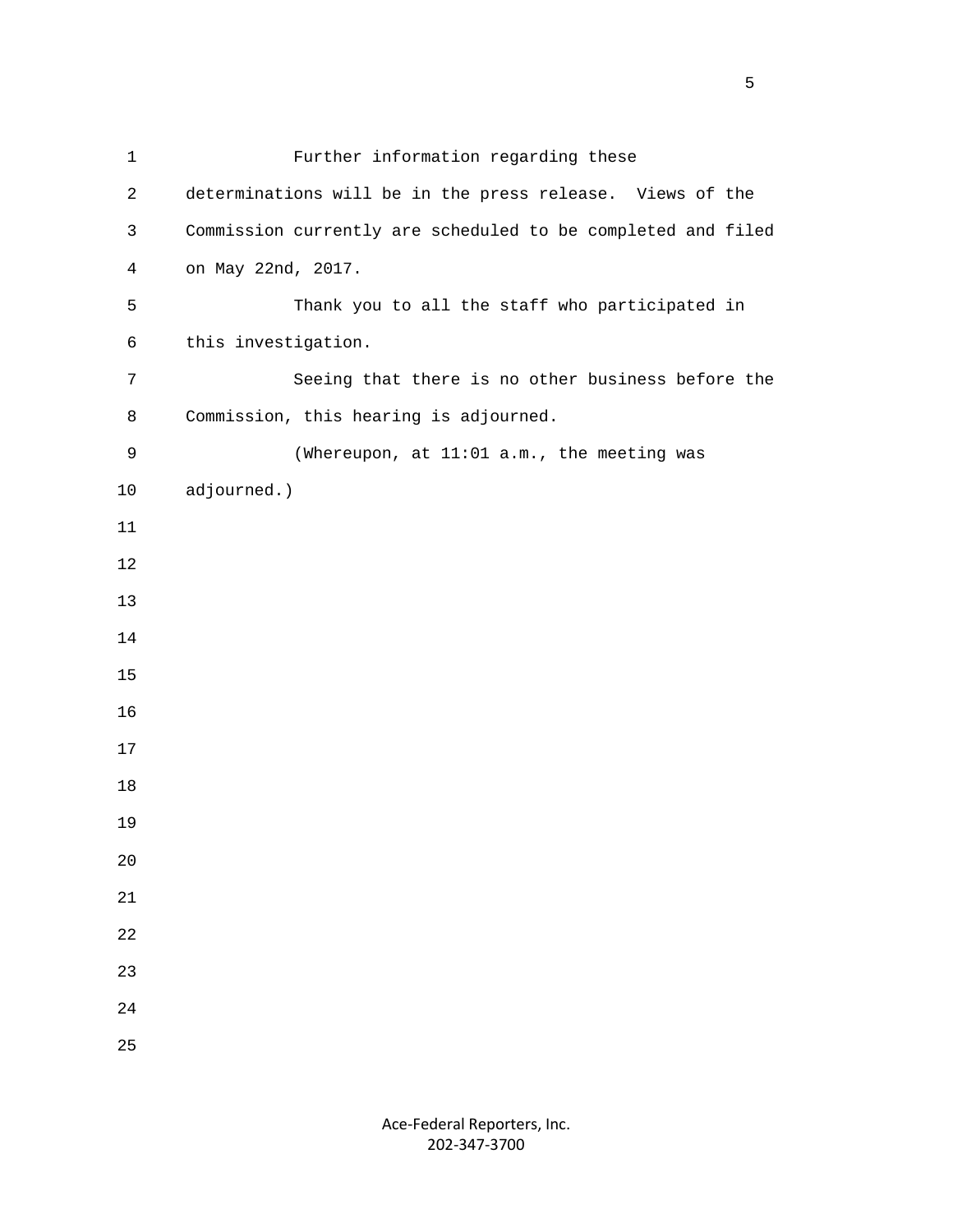Further information regarding these determinations will be in the press release. Views of the Commission currently are scheduled to be completed and filed on May 22nd, 2017.

Thank you to all the staff who participated in this investigation.

Seeing that there is no other business before the Commission, this hearing is adjourned.

(Whereupon, at 11:01 a.m., the meeting was adjourned.)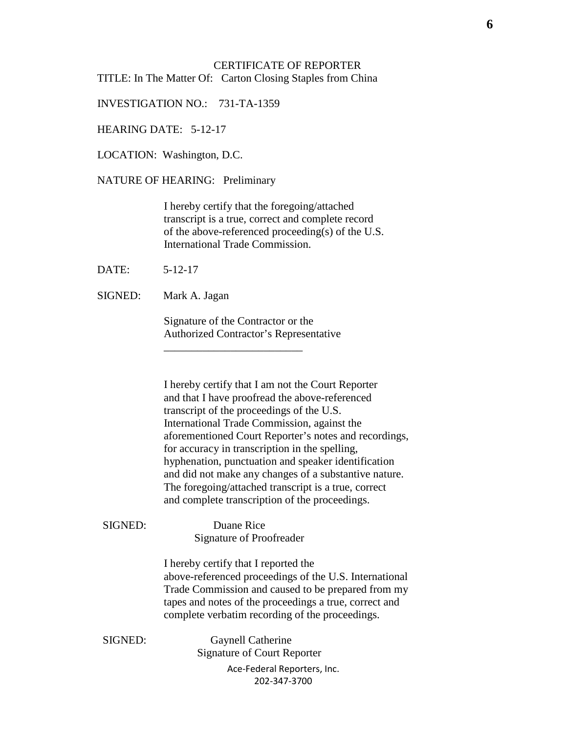# CERTIFICATE OF REPORTER

TITLE: In The Matter Of: Carton Closing Staples from China

INVESTIGATION NO.: 731-TA-1359

HEARING DATE: 5-12-17

LOCATION: Washington, D.C.

NATURE OF HEARING: Preliminary

I hereby certify that the foregoing/attached transcript is a true, correct and complete record of the above-referenced proceeding(s) of the U.S. International Trade Commission.

DATE: 5-12-17

SIGNED: Mark A. Jagan

Signature of the Contractor or the Authorized Contractor's Representative

_________________________

I hereby certify that I am not the Court Reporter and that I have proofread the above-referenced transcript of the proceedings of the U.S. International Trade Commission, against the aforementioned Court Reporter's notes and recordings, for accuracy in transcription in the spelling, hyphenation, punctuation and speaker identification and did not make any changes of a substantive nature. The foregoing/attached transcript is a true, correct and complete transcription of the proceedings.

SIGNED: Duane Rice

Signature of Proofreader

I hereby certify that I reported the above-referenced proceedings of the U.S. International Trade Commission and caused to be prepared from my tapes and notes of the proceedings a true, correct and complete verbatim recording of the proceedings.

SIGNED: Gaynell Catherine

Signature of Court Reporter